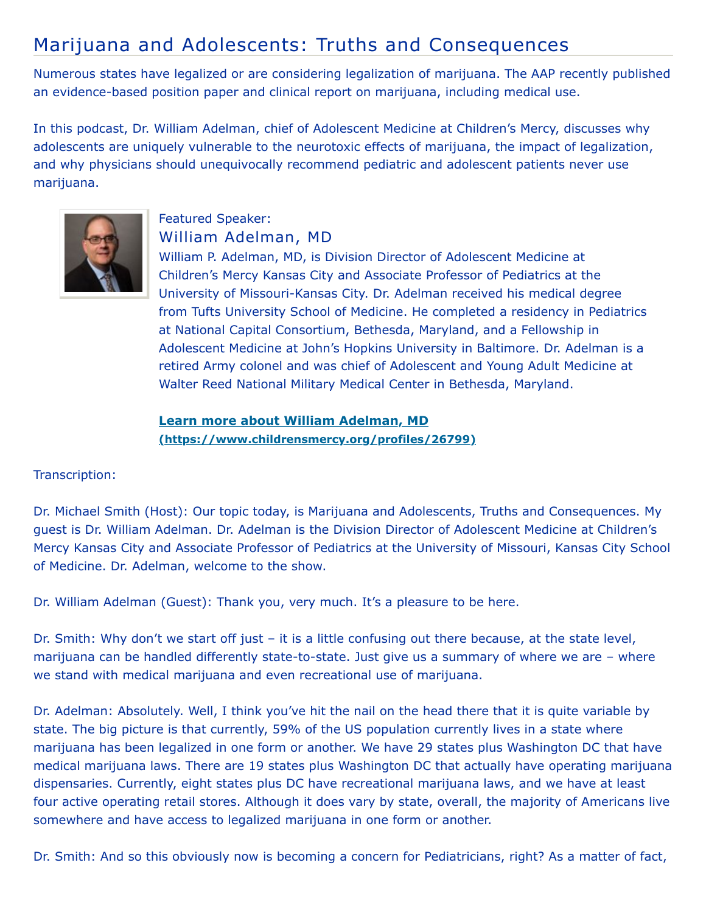# Marijuana and Adolescents: Truths and Consequences

Numerous states have legalized or are considering legalization of marijuana. The AAP recently published an evidence-based position paper and clinical report on marijuana, including medical use.

In this podcast, Dr. William Adelman, chief of Adolescent Medicine at Children's Mercy, discusses why adolescents are uniquely vulnerable to the neurotoxic effects of marijuana, the impact of legalization, and why physicians should unequivocally recommend pediatric and adolescent patients never use marijuana.

Featured Speaker:

## William Adelman, MD

William P. Adelman, MD, is Division Director of Adolescent Medicine at Children's Mercy Kansas City and Associate Professor of Pediatrics at the University of Missouri-Kansas City. Dr. Adelman received his medical degree from Tufts University School of Medicine. He completed a residency in Pediatrics at National Capital Consortium, Bethesda, Maryland, and a Fellowship in Adolescent Medicine at John's Hopkins University in Baltimore. Dr. Adelman is a retired Army colonel and was chief of Adolescent and Young Adult Medicine at Walter Reed National Military Medical Center in Bethesda, Maryland.

**Learn more about William Adelman, MD (https://www.childrensmercy.org/profiles/26799)**

Transcription:

Dr. Michael Smith (Host): Our topic today, is Marijuana and Adolescents, Truths and Consequences. My guest is Dr. William Adelman. Dr. Adelman is the Division Director of Adolescent Medicine at Children's Mercy Kansas City and Associate Professor of Pediatrics at the University of Missouri, Kansas City School of Medicine. Dr. Adelman, welcome to the show.

Dr. William Adelman (Guest): Thank you, very much. It's a pleasure to be here.

Dr. Smith: Why don't we start off just – it is a little confusing out there because, at the state level, marijuana can be handled differently state-to-state. Just give us a summary of where we are – where we stand with medical marijuana and even recreational use of marijuana.

Dr. Adelman: Absolutely. Well, I think you've hit the nail on the head there that it is quite variable by state. The big picture is that currently, 59% of the US population currently lives in a state where marijuana has been legalized in one form or another. We have 29 states plus Washington DC that have medical marijuana laws. There are 19 states plus Washington DC that actually have operating marijuana dispensaries. Currently, eight states plus DC have recreational marijuana laws, and we have at least four active operating retail stores. Although it does vary by state, overall, the majority of Americans live somewhere and have access to legalized marijuana in one form or another.

Dr. Smith: And so this obviously now is becoming a concern for Pediatricians, right? As a matter of fact,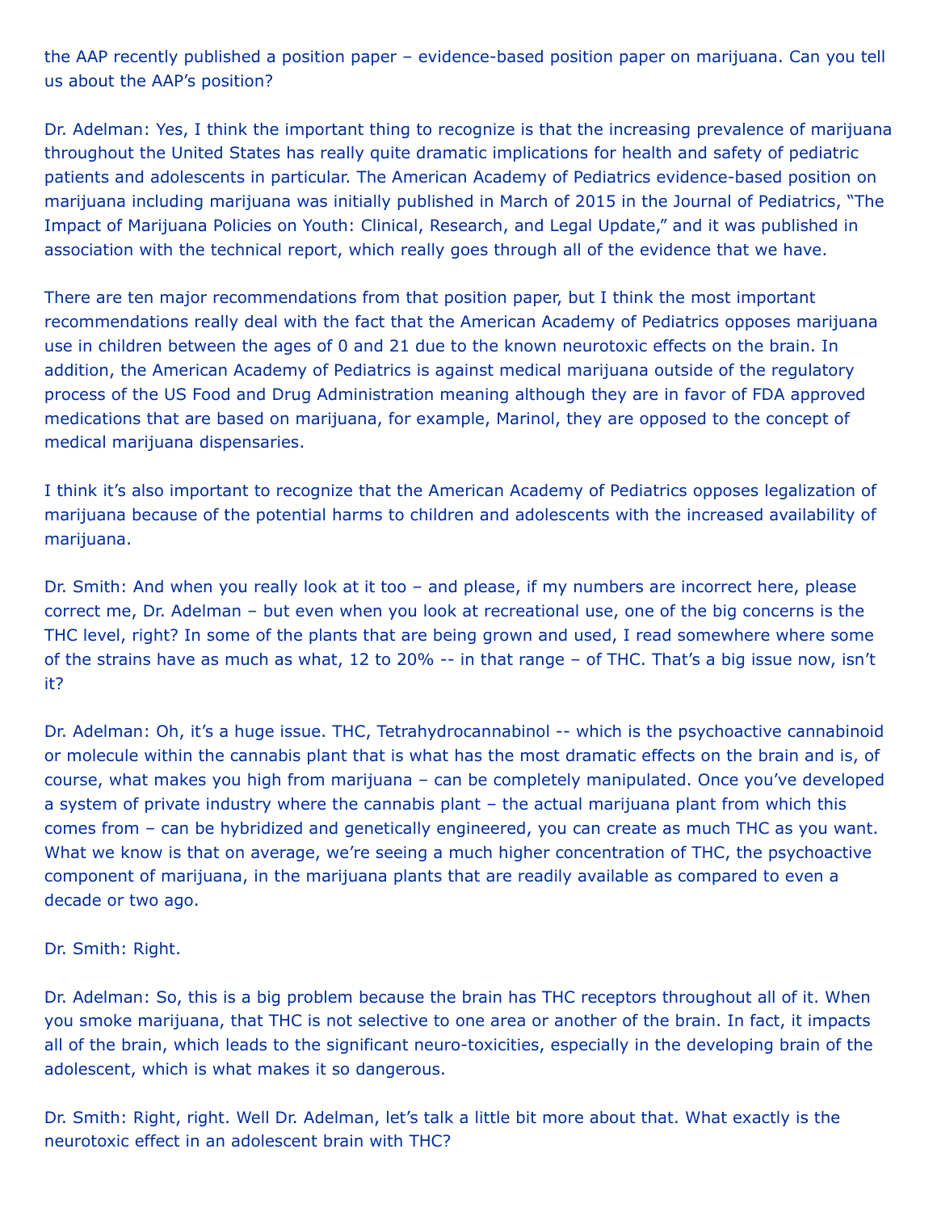the AAP recently published a position paper – evidence-based position paper on marijuana. Can you tell us about the AAP's position?

Dr. Adelman: Yes, I think the important thing to recognize is that the increasing prevalence of marijuana throughout the United States has really quite dramatic implications for health and safety of pediatric patients and adolescents in particular. The American Academy of Pediatrics evidence-based position on marijuana including marijuana was initially published in March of 2015 in the Journal of Pediatrics, "The Impact of Marijuana Policies on Youth: Clinical, Research, and Legal Update," and it was published in association with the technical report, which really goes through all of the evidence that we have.

There are ten major recommendations from that position paper, but I think the most important recommendations really deal with the fact that the American Academy of Pediatrics opposes marijuana use in children between the ages of 0 and 21 due to the known neurotoxic effects on the brain. In addition, the American Academy of Pediatrics is against medical marijuana outside of the regulatory process of the US Food and Drug Administration meaning although they are in favor of FDA approved medications that are based on marijuana, for example, Marinol, they are opposed to the concept of medical marijuana dispensaries.

I think it's also important to recognize that the American Academy of Pediatrics opposes legalization of marijuana because of the potential harms to children and adolescents with the increased availability of marijuana.

Dr. Smith: And when you really look at it too – and please, if my numbers are incorrect here, please correct me, Dr. Adelman – but even when you look at recreational use, one of the big concerns is the THC level, right? In some of the plants that are being grown and used, I read somewhere where some of the strains have as much as what, 12 to 20% -- in that range – of THC. That's a big issue now, isn't it?

Dr. Adelman: Oh, it's a huge issue. THC, Tetrahydrocannabinol -- which is the psychoactive cannabinoid or molecule within the cannabis plant that is what has the most dramatic effects on the brain and is, of course, what makes you high from marijuana – can be completely manipulated. Once you've developed a system of private industry where the cannabis plant – the actual marijuana plant from which this comes from – can be hybridized and genetically engineered, you can create as much THC as you want. What we know is that on average, we're seeing a much higher concentration of THC, the psychoactive component of marijuana, in the marijuana plants that are readily available as compared to even a decade or two ago.

Dr. Smith: Right.

Dr. Adelman: So, this is a big problem because the brain has THC receptors throughout all of it. When you smoke marijuana, that THC is not selective to one area or another of the brain. In fact, it impacts all of the brain, which leads to the significant neuro-toxicities, especially in the developing brain of the adolescent, which is what makes it so dangerous.

Dr. Smith: Right, right. Well Dr. Adelman, let's talk a little bit more about that. What exactly is the neurotoxic effect in an adolescent brain with THC?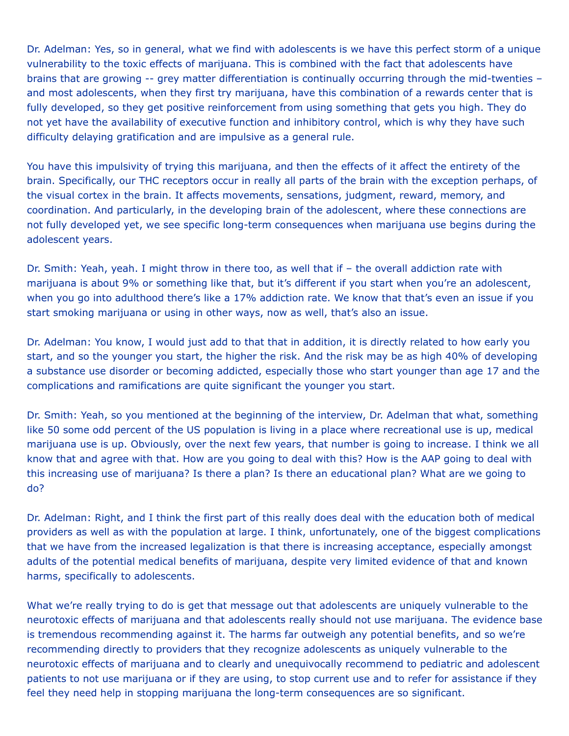Dr. Adelman: Yes, so in general, what we find with adolescents is we have this perfect storm of a unique vulnerability to the toxic effects of marijuana. This is combined with the fact that adolescents have brains that are growing -- grey matter differentiation is continually occurring through the mid-twenties – and most adolescents, when they first try marijuana, have this combination of a rewards center that is fully developed, so they get positive reinforcement from using something that gets you high. They do not yet have the availability of executive function and inhibitory control, which is why they have such difficulty delaying gratification and are impulsive as a general rule.

You have this impulsivity of trying this marijuana, and then the effects of it affect the entirety of the brain. Specifically, our THC receptors occur in really all parts of the brain with the exception perhaps, of the visual cortex in the brain. It affects movements, sensations, judgment, reward, memory, and coordination. And particularly, in the developing brain of the adolescent, where these connections are not fully developed yet, we see specific long-term consequences when marijuana use begins during the adolescent years.

Dr. Smith: Yeah, yeah. I might throw in there too, as well that if – the overall addiction rate with marijuana is about 9% or something like that, but it's different if you start when you're an adolescent, when you go into adulthood there's like a 17% addiction rate. We know that that's even an issue if you start smoking marijuana or using in other ways, now as well, that's also an issue.

Dr. Adelman: You know, I would just add to that that in addition, it is directly related to how early you start, and so the younger you start, the higher the risk. And the risk may be as high 40% of developing a substance use disorder or becoming addicted, especially those who start younger than age 17 and the complications and ramifications are quite significant the younger you start.

Dr. Smith: Yeah, so you mentioned at the beginning of the interview, Dr. Adelman that what, something like 50 some odd percent of the US population is living in a place where recreational use is up, medical marijuana use is up. Obviously, over the next few years, that number is going to increase. I think we all know that and agree with that. How are you going to deal with this? How is the AAP going to deal with this increasing use of marijuana? Is there a plan? Is there an educational plan? What are we going to do?

Dr. Adelman: Right, and I think the first part of this really does deal with the education both of medical providers as well as with the population at large. I think, unfortunately, one of the biggest complications that we have from the increased legalization is that there is increasing acceptance, especially amongst adults of the potential medical benefits of marijuana, despite very limited evidence of that and known harms, specifically to adolescents.

What we're really trying to do is get that message out that adolescents are uniquely vulnerable to the neurotoxic effects of marijuana and that adolescents really should not use marijuana. The evidence base is tremendous recommending against it. The harms far outweigh any potential benefits, and so we're recommending directly to providers that they recognize adolescents as uniquely vulnerable to the neurotoxic effects of marijuana and to clearly and unequivocally recommend to pediatric and adolescent patients to not use marijuana or if they are using, to stop current use and to refer for assistance if they feel they need help in stopping marijuana the long-term consequences are so significant.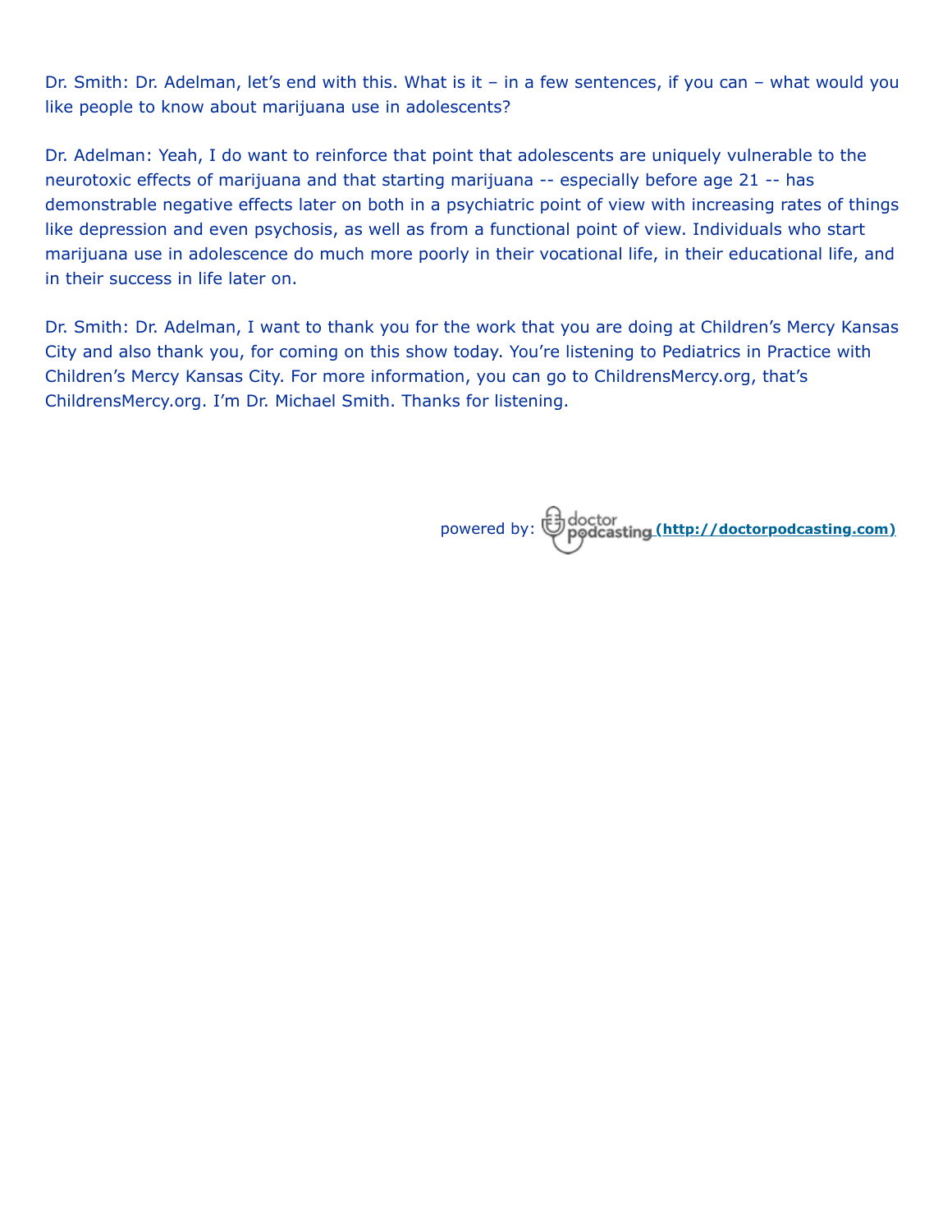Dr. Smith: Dr. Adelman, let's end with this. What is it – in a few sentences, if you can – what would you like people to know about marijuana use in adolescents?

Dr. Adelman: Yeah, I do want to reinforce that point that adolescents are uniquely vulnerable to the neurotoxic effects of marijuana and that starting marijuana -- especially before age 21 -- has demonstrable negative effects later on both in a psychiatric point of view with increasing rates of things like depression and even psychosis, as well as from a functional point of view. Individuals who start marijuana use in adolescence do much more poorly in their vocational life, in their educational life, and in their success in life later on.

Dr. Smith: Dr. Adelman, I want to thank you for the work that you are doing at Children's Mercy Kansas City and also thank you, for coming on this show today. You're listening to Pediatrics in Practice with Children's Mercy Kansas City. For more information, you can go to ChildrensMercy.org, that's ChildrensMercy.org. I'm Dr. Michael Smith. Thanks for listening.

powered by: doctor podcasting (http://doctorpodcasting.com)